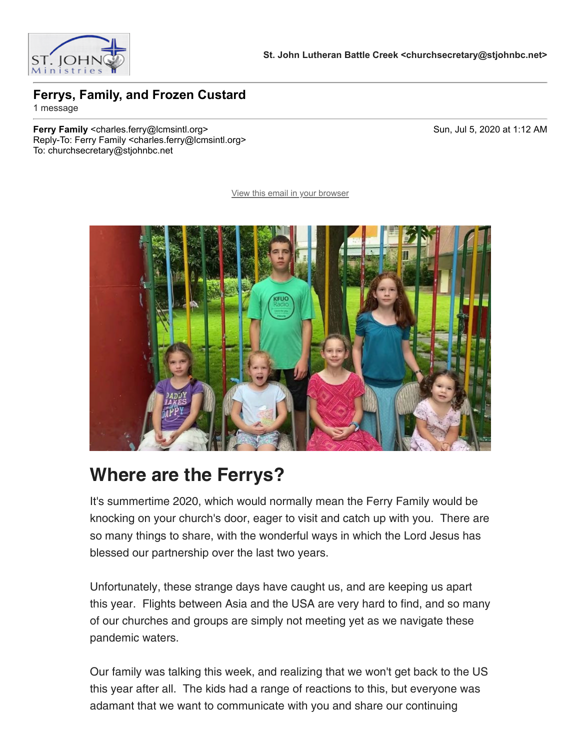St. John Lutheran Battle Creek <churchsecretary@stjohnbc.net>

## Ferrys, Family, and Frozen Custard

1 message

**Ferry Family** <charles.ferry@lcmsintl.org>
Reply-To: Ferry Family <charles.ferry@lcmsintl.org>
To: churchsecretary@stjohnbc.net

Sun, Jul 5, 2020 at 1:12 AM

View this email in your browser

# Where are the Ferrys?

It's summertime 2020, which would normally mean the Ferry Family would be knocking on your church's door, eager to visit and catch up with you. There are so many things to share, with the wonderful ways in which the Lord Jesus has blessed our partnership over the last two years.

Unfortunately, these strange days have caught us, and are keeping us apart this year. Flights between Asia and the USA are very hard to find, and so many of our churches and groups are simply not meeting yet as we navigate these pandemic waters.

Our family was talking this week, and realizing that we won't get back to the US this year after all. The kids had a range of reactions to this, but everyone was adamant that we want to communicate with you and share our continuing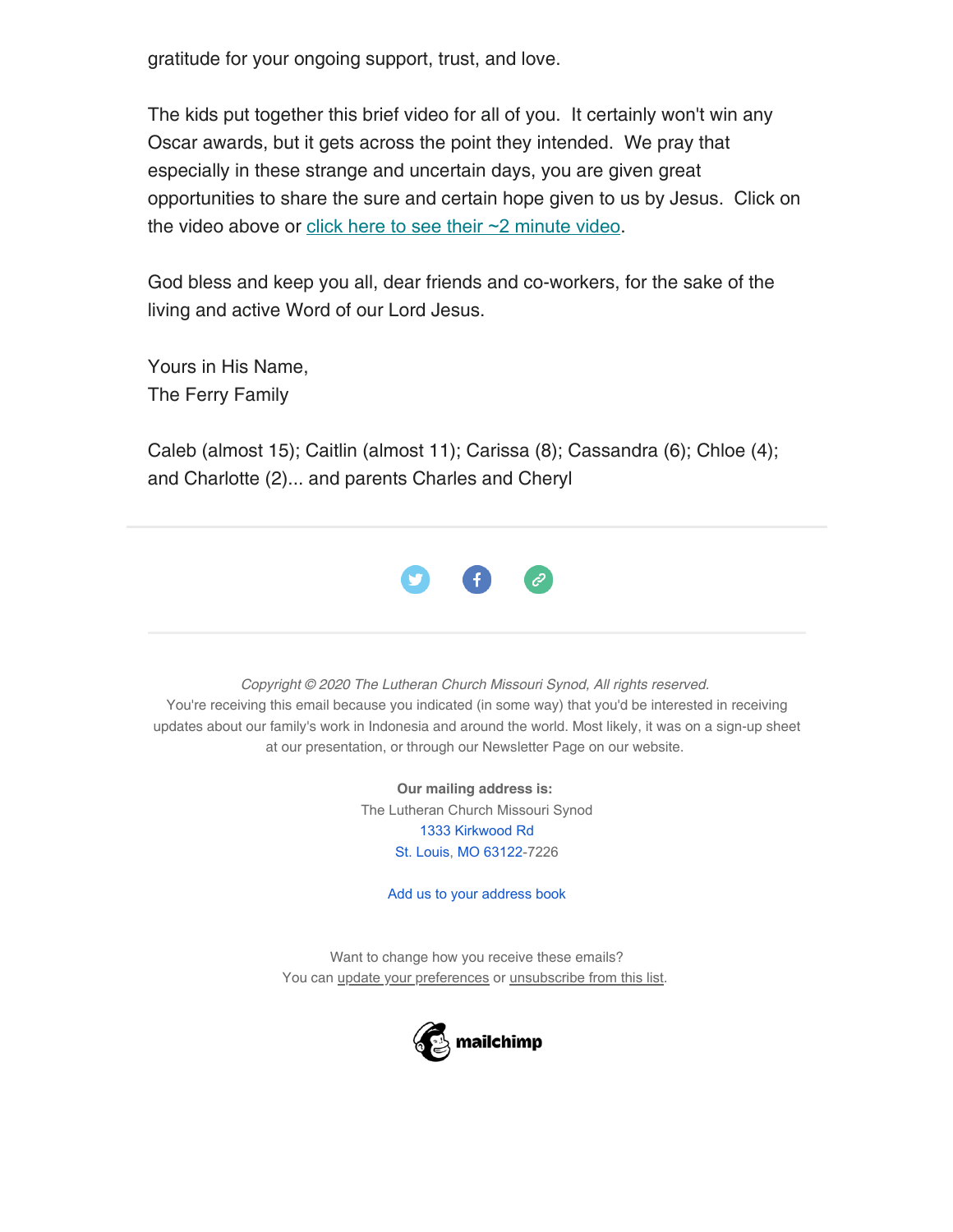gratitude for your ongoing support, trust, and love.

The kids put together this brief video for all of you.  It certainly won't win any Oscar awards, but it gets across the point they intended.  We pray that especially in these strange and uncertain days, you are given great opportunities to share the sure and certain hope given to us by Jesus.  Click on the video above or click here to see their ~2 minute video.

God bless and keep you all, dear friends and co-workers, for the sake of the living and active Word of our Lord Jesus.

Yours in His Name,
The Ferry Family

Caleb (almost 15); Caitlin (almost 11); Carissa (8); Cassandra (6); Chloe (4); and Charlotte (2)... and parents Charles and Cheryl

---

*Copyright © 2020 The Lutheran Church Missouri Synod, All rights reserved.*
You're receiving this email because you indicated (in some way) that you'd be interested in receiving updates about our family's work in Indonesia and around the world. Most likely, it was on a sign-up sheet at our presentation, or through our Newsletter Page on our website.

**Our mailing address is:**
The Lutheran Church Missouri Synod
1333 Kirkwood Rd
St. Louis, MO 63122-7226

Add us to your address book

Want to change how you receive these emails?
You can update your preferences or unsubscribe from this list.

mailchimp